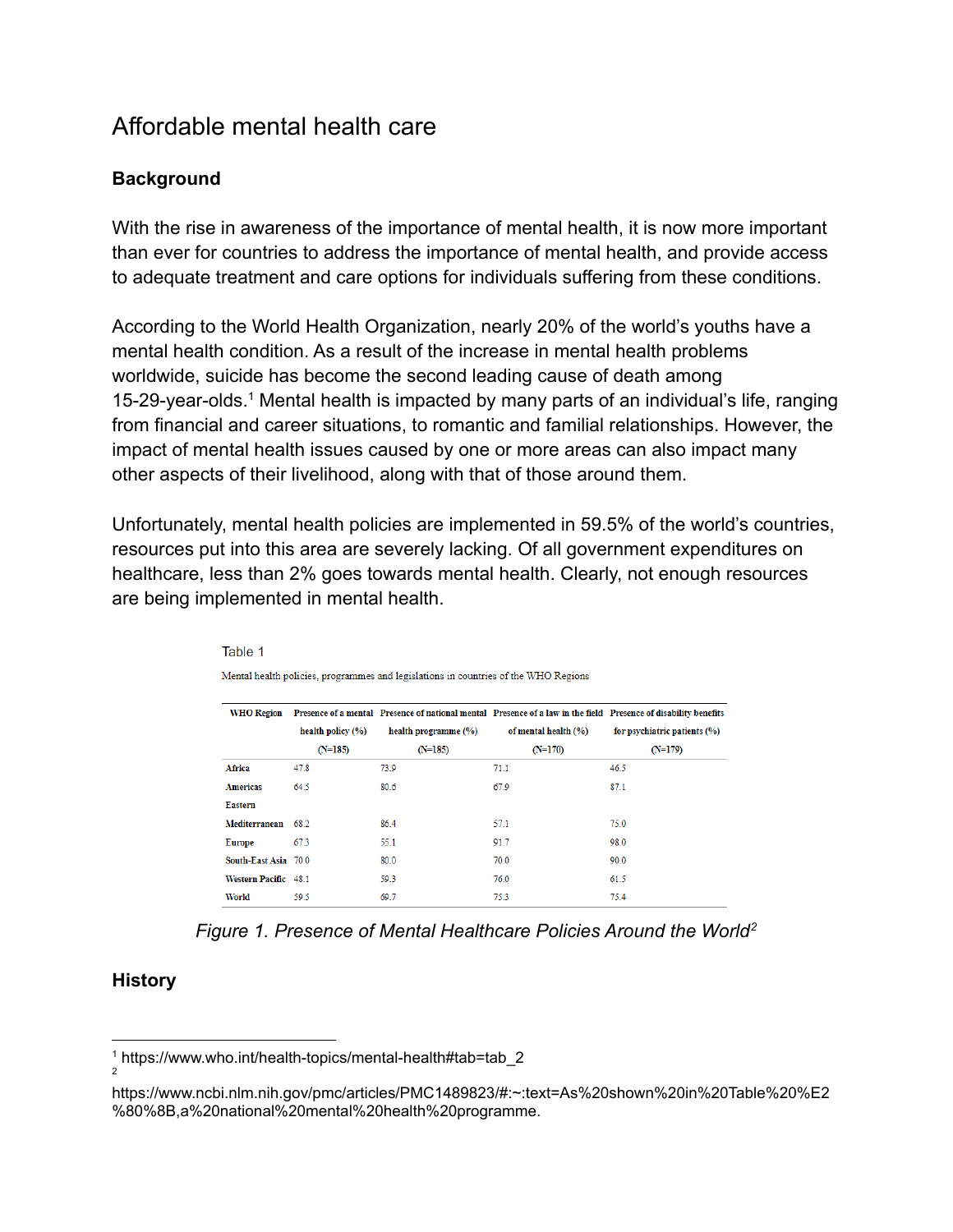# Affordable mental health care

## Background

With the rise in awareness of the importance of mental health, it is now more important than ever for countries to address the importance of mental health, and provide access to adequate treatment and care options for individuals suffering from these conditions.

According to the World Health Organization, nearly 20% of the world's youths have a mental health condition. As a result of the increase in mental health problems worldwide, suicide has become the second leading cause of death among 15-29-year-olds.[1] Mental health is impacted by many parts of an individual's life, ranging from financial and career situations, to romantic and familial relationships. However, the impact of mental health issues caused by one or more areas can also impact many other aspects of their livelihood, along with that of those around them.

Unfortunately, mental health policies are implemented in 59.5% of the world's countries, resources put into this area are severely lacking. Of all government expenditures on healthcare, less than 2% goes towards mental health. Clearly, not enough resources are being implemented in mental health.

Table 1

Mental health policies, programmes and legislations in countries of the WHO Regions

| WHO Region | Presence of a mental health policy (%) (N=185) | Presence of national mental health programme (%) (N=185) | Presence of a law in the field of mental health (%) (N=170) | Presence of disability benefits for psychiatric patients (%) (N=179) |
|---|---|---|---|---|
| Africa | 47.8 | 73.9 | 71.1 | 46.5 |
| Americas | 64.5 | 80.6 | 67.9 | 87.1 |
| Eastern Mediterranean | 68.2 | 86.4 | 57.1 | 75.0 |
| Europe | 67.3 | 55.1 | 91.7 | 98.0 |
| South-East Asia | 70.0 | 80.0 | 70.0 | 90.0 |
| Western Pacific | 48.1 | 59.3 | 76.0 | 61.5 |
| World | 59.5 | 69.7 | 75.3 | 75.4 |

*Figure 1. Presence of Mental Healthcare Policies Around the World*[2]

## History

[1] https://www.who.int/health-topics/mental-health#tab=tab_2

[2] https://www.ncbi.nlm.nih.gov/pmc/articles/PMC1489823/#:~:text=As%20shown%20in%20Table%20%E2%80%8B,a%20national%20mental%20health%20programme.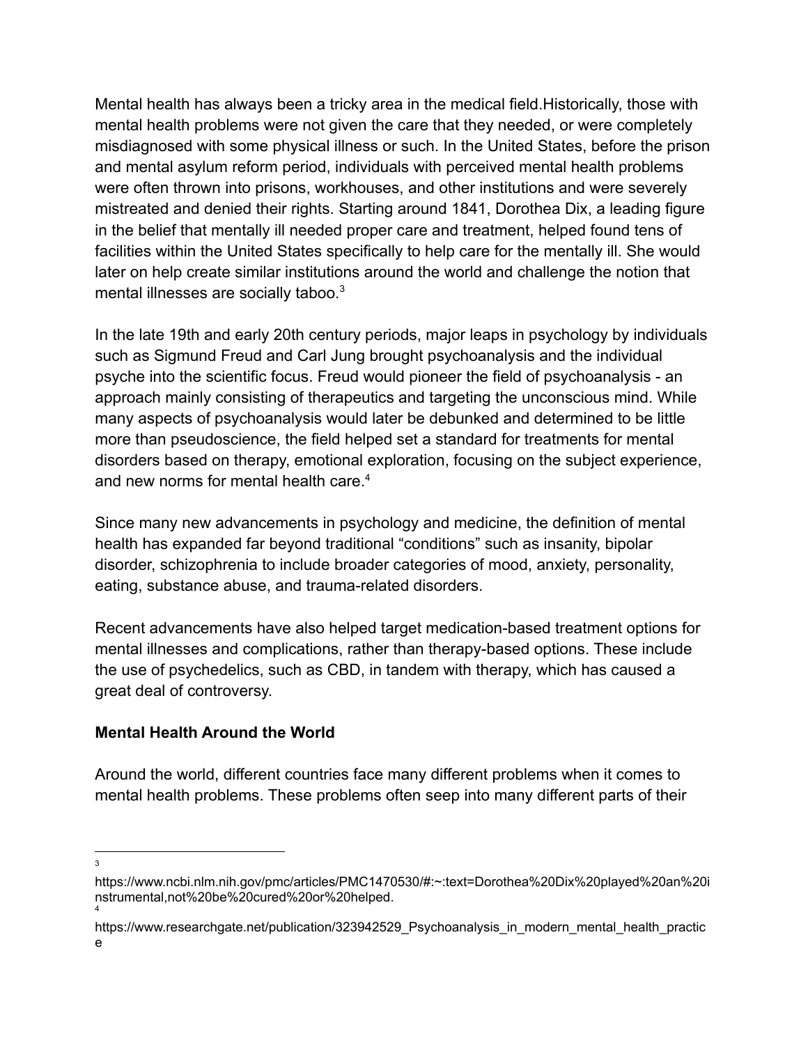Mental health has always been a tricky area in the medical field.Historically, those with mental health problems were not given the care that they needed, or were completely misdiagnosed with some physical illness or such. In the United States, before the prison and mental asylum reform period, individuals with perceived mental health problems were often thrown into prisons, workhouses, and other institutions and were severely mistreated and denied their rights. Starting around 1841, Dorothea Dix, a leading figure in the belief that mentally ill needed proper care and treatment, helped found tens of facilities within the United States specifically to help care for the mentally ill. She would later on help create similar institutions around the world and challenge the notion that mental illnesses are socially taboo.[3]

In the late 19th and early 20th century periods, major leaps in psychology by individuals such as Sigmund Freud and Carl Jung brought psychoanalysis and the individual psyche into the scientific focus. Freud would pioneer the field of psychoanalysis - an approach mainly consisting of therapeutics and targeting the unconscious mind. While many aspects of psychoanalysis would later be debunked and determined to be little more than pseudoscience, the field helped set a standard for treatments for mental disorders based on therapy, emotional exploration, focusing on the subject experience, and new norms for mental health care.[4]

Since many new advancements in psychology and medicine, the definition of mental health has expanded far beyond traditional "conditions" such as insanity, bipolar disorder, schizophrenia to include broader categories of mood, anxiety, personality, eating, substance abuse, and trauma-related disorders.

Recent advancements have also helped target medication-based treatment options for mental illnesses and complications, rather than therapy-based options. These include the use of psychedelics, such as CBD, in tandem with therapy, which has caused a great deal of controversy.

**Mental Health Around the World**

Around the world, different countries face many different problems when it comes to mental health problems. These problems often seep into many different parts of their

---

[3] https://www.ncbi.nlm.nih.gov/pmc/articles/PMC1470530/#:~:text=Dorothea%20Dix%20played%20an%20instrumental,not%20be%20cured%20or%20helped.

[4] https://www.researchgate.net/publication/323942529_Psychoanalysis_in_modern_mental_health_practice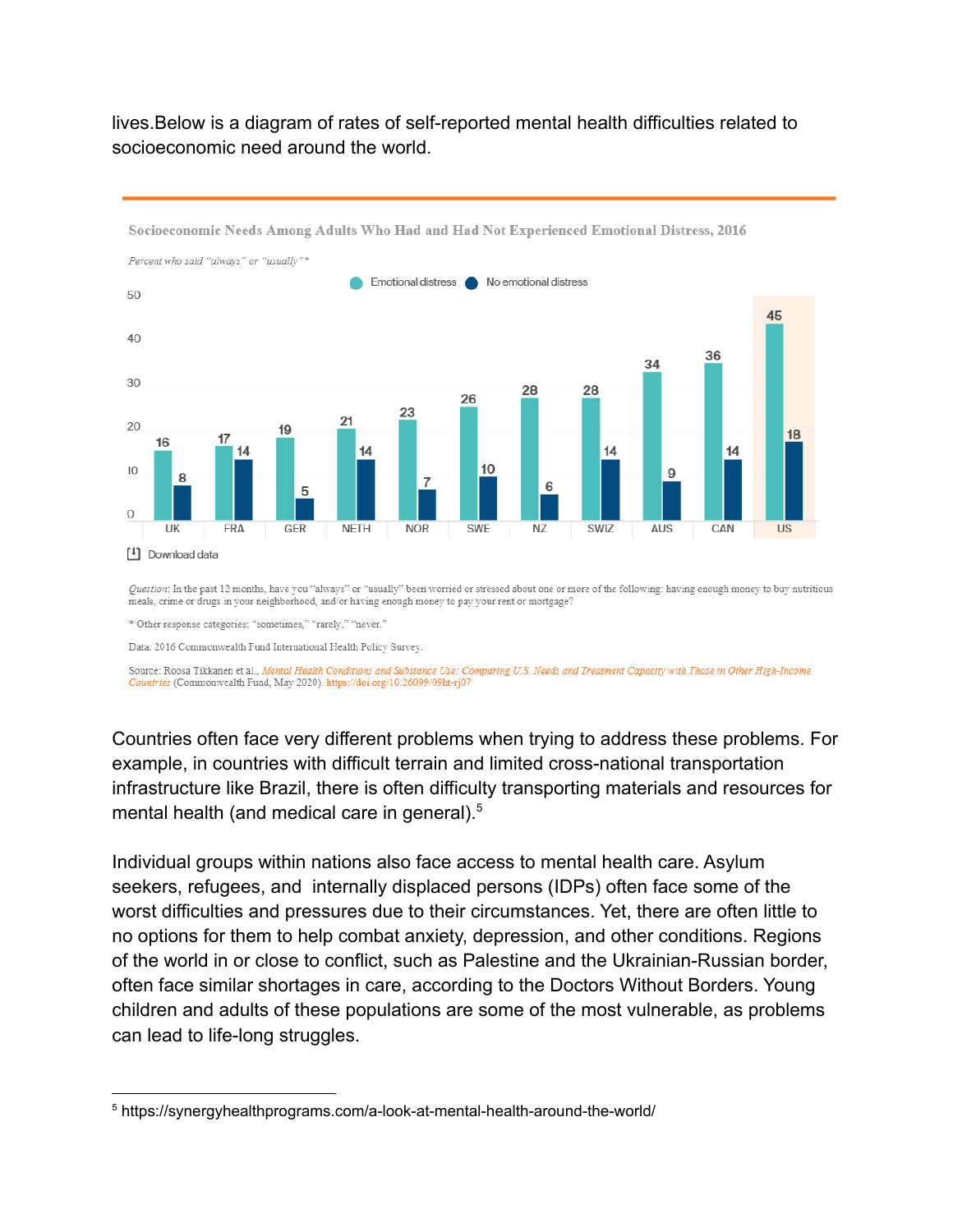lives.Below is a diagram of rates of self-reported mental health difficulties related to socioeconomic need around the world.

**Socioeconomic Needs Among Adults Who Had and Had Not Experienced Emotional Distress, 2016**

*Percent who said "always" or "usually"\**

| | UK | FRA | GER | NETH | NOR | SWE | NZ | SWIZ | AUS | CAN | US |
|---|---|---|---|---|---|---|---|---|---|---|---|
| Emotional distress | 16 | 17 | 19 | 21 | 23 | 26 | 28 | 28 | 34 | 36 | 45 |
| No emotional distress | 8 | 14 | 5 | 14 | 7 | 10 | 6 | 14 | 9 | 14 | 18 |

Download data

*Question*: In the past 12 months, have you "always" or "usually" been worried or stressed about one or more of the following: having enough money to buy nutritious meals, crime or drugs in your neighborhood, and/or having enough money to pay your rent or mortgage?

\* Other response categories: "sometimes," "rarely," "never."

Data: 2016 Commonwealth Fund International Health Policy Survey.

Source: Roosa Tikkanen et al., *Mental Health Conditions and Substance Use: Comparing U.S. Needs and Treatment Capacity with Those in Other High-Income Countries* (Commonwealth Fund, May 2020). https://doi.org/10.26099/09ht-rj07

Countries often face very different problems when trying to address these problems. For example, in countries with difficult terrain and limited cross-national transportation infrastructure like Brazil, there is often difficulty transporting materials and resources for mental health (and medical care in general).[5]

Individual groups within nations also face access to mental health care. Asylum seekers, refugees, and internally displaced persons (IDPs) often face some of the worst difficulties and pressures due to their circumstances. Yet, there are often little to no options for them to help combat anxiety, depression, and other conditions. Regions of the world in or close to conflict, such as Palestine and the Ukrainian-Russian border, often face similar shortages in care, according to the Doctors Without Borders. Young children and adults of these populations are some of the most vulnerable, as problems can lead to life-long struggles.

[5] https://synergyhealthprograms.com/a-look-at-mental-health-around-the-world/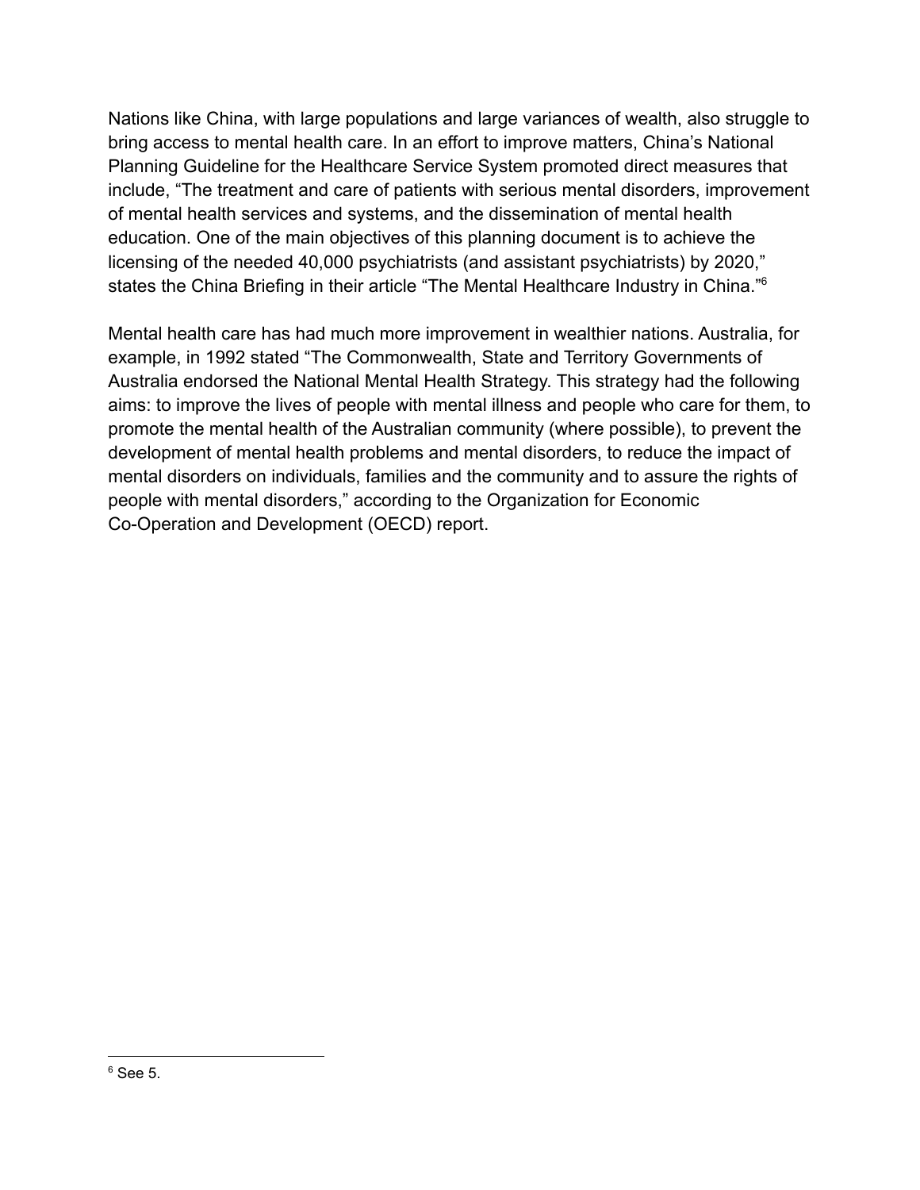Nations like China, with large populations and large variances of wealth, also struggle to bring access to mental health care. In an effort to improve matters, China's National Planning Guideline for the Healthcare Service System promoted direct measures that include, "The treatment and care of patients with serious mental disorders, improvement of mental health services and systems, and the dissemination of mental health education. One of the main objectives of this planning document is to achieve the licensing of the needed 40,000 psychiatrists (and assistant psychiatrists) by 2020," states the China Briefing in their article "The Mental Healthcare Industry in China."[6]

Mental health care has had much more improvement in wealthier nations. Australia, for example, in 1992 stated "The Commonwealth, State and Territory Governments of Australia endorsed the National Mental Health Strategy. This strategy had the following aims: to improve the lives of people with mental illness and people who care for them, to promote the mental health of the Australian community (where possible), to prevent the development of mental health problems and mental disorders, to reduce the impact of mental disorders on individuals, families and the community and to assure the rights of people with mental disorders," according to the Organization for Economic Co-Operation and Development (OECD) report.

---

[6] See 5.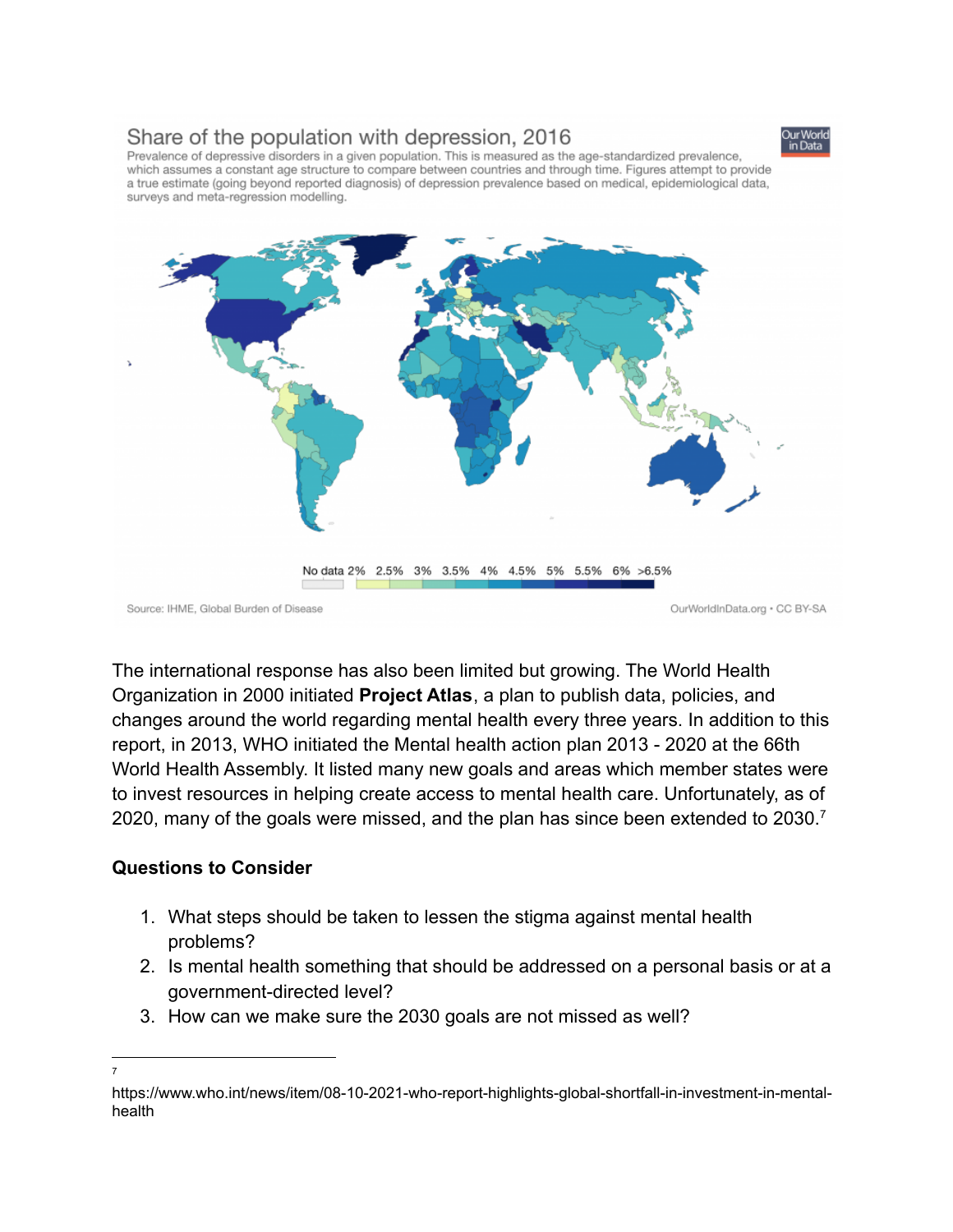Share of the population with depression, 2016

Prevalence of depressive disorders in a given population. This is measured as the age-standardized prevalence, which assumes a constant age structure to compare between countries and through time. Figures attempt to provide a true estimate (going beyond reported diagnosis) of depression prevalence based on medical, epidemiological data, surveys and meta-regression modelling.

Our World in Data

No data 2% 2.5% 3% 3.5% 4% 4.5% 5% 5.5% 6% >6.5%

Source: IHME, Global Burden of Disease

OurWorldInData.org • CC BY-SA

The international response has also been limited but growing. The World Health Organization in 2000 initiated **Project Atlas**, a plan to publish data, policies, and changes around the world regarding mental health every three years. In addition to this report, in 2013, WHO initiated the Mental health action plan 2013 - 2020 at the 66th World Health Assembly. It listed many new goals and areas which member states were to invest resources in helping create access to mental health care. Unfortunately, as of 2020, many of the goals were missed, and the plan has since been extended to 2030.[7]

**Questions to Consider**

1. What steps should be taken to lessen the stigma against mental health problems?
2. Is mental health something that should be addressed on a personal basis or at a government-directed level?
3. How can we make sure the 2030 goals are not missed as well?

---

[7] https://www.who.int/news/item/08-10-2021-who-report-highlights-global-shortfall-in-investment-in-mental-health